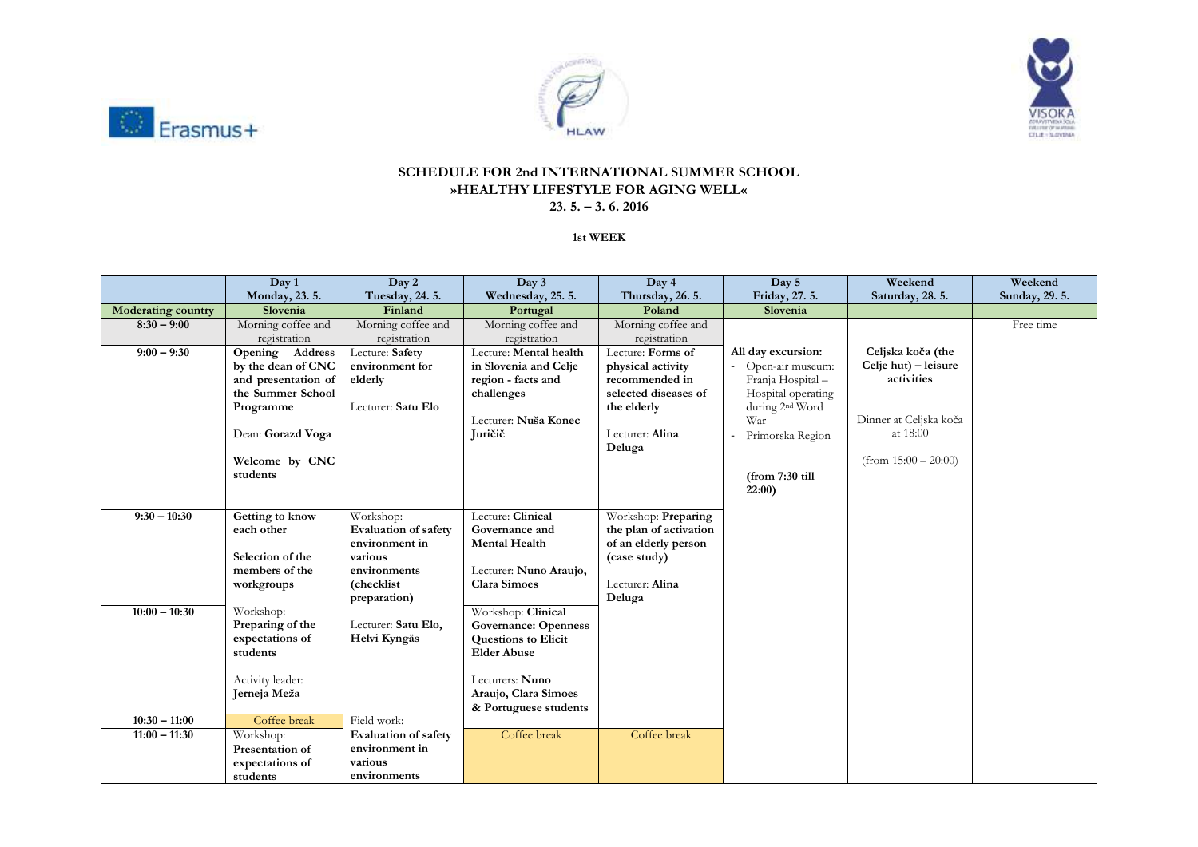**SCHEDULE FOR 2nd INTERNATIONAL SUMMER SCHOOL**
**»HEALTHY LIFESTYLE FOR AGING WELL«**
**23. 5. – 3. 6. 2016**

**1st WEEK**

| | Day 1 Monday, 23. 5. | Day 2 Tuesday, 24. 5. | Day 3 Wednesday, 25. 5. | Day 4 Thursday, 26. 5. | Day 5 Friday, 27. 5. | Weekend Saturday, 28. 5. | Weekend Sunday, 29. 5. |
|---|---|---|---|---|---|---|---|
| **Moderating country** | **Slovenia** | **Finland** | **Portugal** | **Poland** | **Slovenia** | | |
| **8:30 – 9:00** | Morning coffee and registration | Morning coffee and registration | Morning coffee and registration | Morning coffee and registration | **All day excursion:** - Open-air museum: Franja Hospital – Hospital operating during 2nd Word War - Primorska Region **(from 7:30 till 22:00)** | **Celjska koča (the Celje hut) – leisure activities** Dinner at Celjska koča at 18:00 (from 15:00 – 20:00) | Free time |
| **9:00 – 9:30** | **Opening Address by the dean of CNC and presentation of the Summer School Programme** Dean: **Gorazd Voga** **Welcome by CNC students** | Lecture: **Safety environment for elderly** Lecturer: **Satu Elo** | Lecture: **Mental health in Slovenia and Celje region - facts and challenges** Lecturer: **Nuša Konec Juričič** | Lecture: **Forms of physical activity recommended in selected diseases of the elderly** Lecturer: **Alina Deluga** | | | |
| **9:30 – 10:30** | **Getting to know each other** **Selection of the members of the workgroups** | Workshop: **Evaluation of safety environment in various environments (checklist preparation)** Lecturer: **Satu Elo, Helvi Kyngäs** | Lecture: **Clinical Governance and Mental Health** Lecturer: **Nuno Araujo, Clara Simoes** | Workshop: **Preparing the plan of activation of an elderly person (case study)** Lecturer: **Alina Deluga** | | | |
| **10:00 – 10:30** | Workshop: **Preparing of the expectations of students** Activity leader: **Jerneja Meža** | | Workshop: **Clinical Governance: Openness Questions to Elicit Elder Abuse** Lecturers: **Nuno Araujo, Clara Simoes & Portuguese students** | | | | |
| **10:30 – 11:00** | Coffee break | Field work: **Evaluation of safety environment in various environments** | | | | | |
| **11:00 – 11:30** | Workshop: **Presentation of expectations of students** | | Coffee break | Coffee break | | | |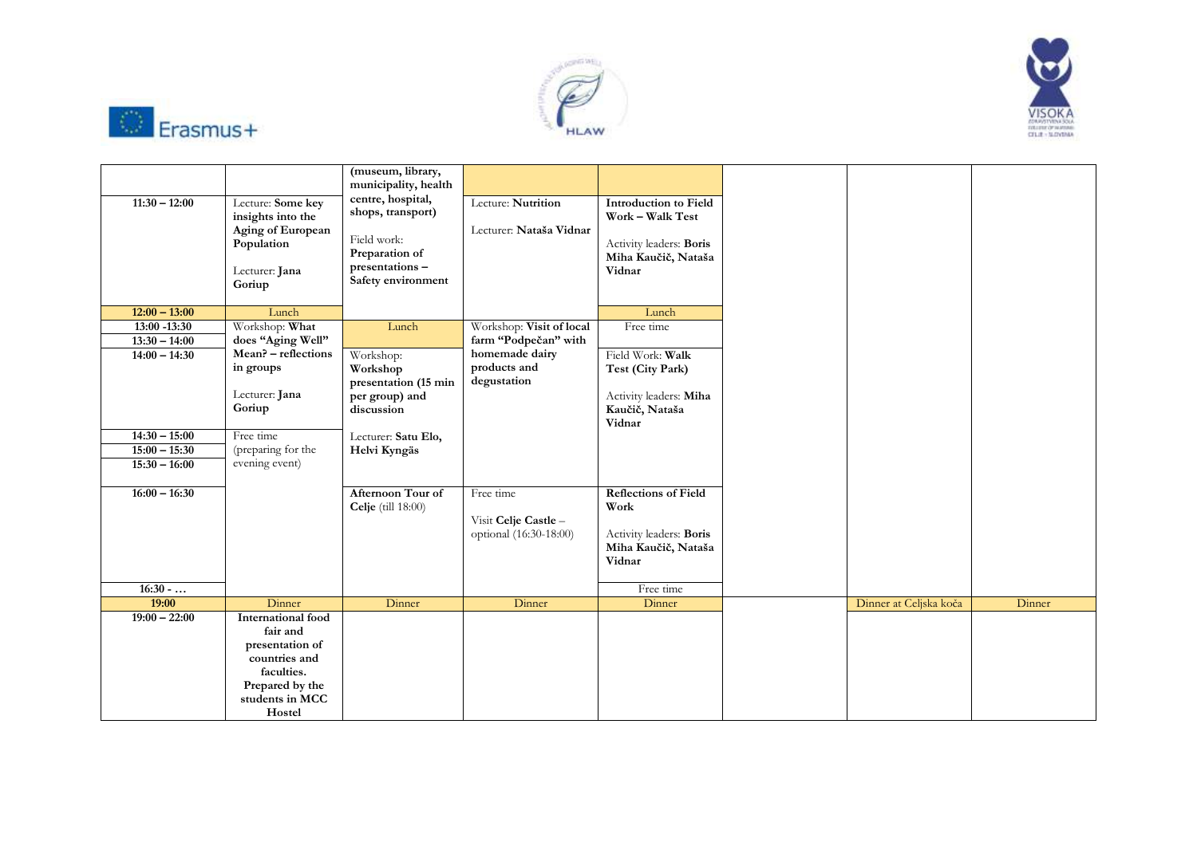| | | | | | | | |
|---|---|---|---|---|---|---|---|
| | | (museum, library, municipality, health centre, hospital, shops, transport) | | | | | |
| 11:30 – 12:00 | Lecture: **Some key insights into the Aging of European Population** Lecturer: **Jana Goriup** | Field work: **Preparation of presentations – Safety environment** | Lecture: **Nutrition** Lecturer: **Nataša Vidnar** | **Introduction to Field Work – Walk Test** Activity leaders: **Boris Miha Kaučič, Nataša Vidnar** | | | |
| 12:00 – 13:00 | Lunch | | | Lunch | | | |
| 13:00 -13:30 | Workshop: **What does "Aging Well" Mean? – reflections in groups** Lecturer: **Jana Goriup** | Lunch | Workshop: **Visit of local farm "Podpečan" with homemade dairy products and degustation** | Free time | | | |
| 13:30 – 14:00 | | | | | | | |
| 14:00 – 14:30 | | Workshop: **Workshop presentation (15 min per group) and discussion** Lecturer: **Satu Elo, Helvi Kyngäs** | | Field Work: **Walk Test (City Park)** Activity leaders: **Miha Kaučič, Nataša Vidnar** | | | |
| 14:30 – 15:00 | Free time (preparing for the evening event) | | | | | | |
| 15:00 – 15:30 | | | | | | | |
| 15:30 – 16:00 | | | | | | | |
| 16:00 – 16:30 | | **Afternoon Tour of Celje** (till 18:00) | Free time Visit **Celje Castle** – optional (16:30-18:00) | **Reflections of Field Work** Activity leaders: **Boris Miha Kaučič, Nataša Vidnar** | | | |
| 16:30 - … | | | | Free time | | | |
| 19:00 | Dinner | Dinner | Dinner | Dinner | | Dinner at Celjska koča | Dinner |
| 19:00 – 22:00 | **International food fair and presentation of countries and faculties. Prepared by the students in MCC Hostel** | | | | | | |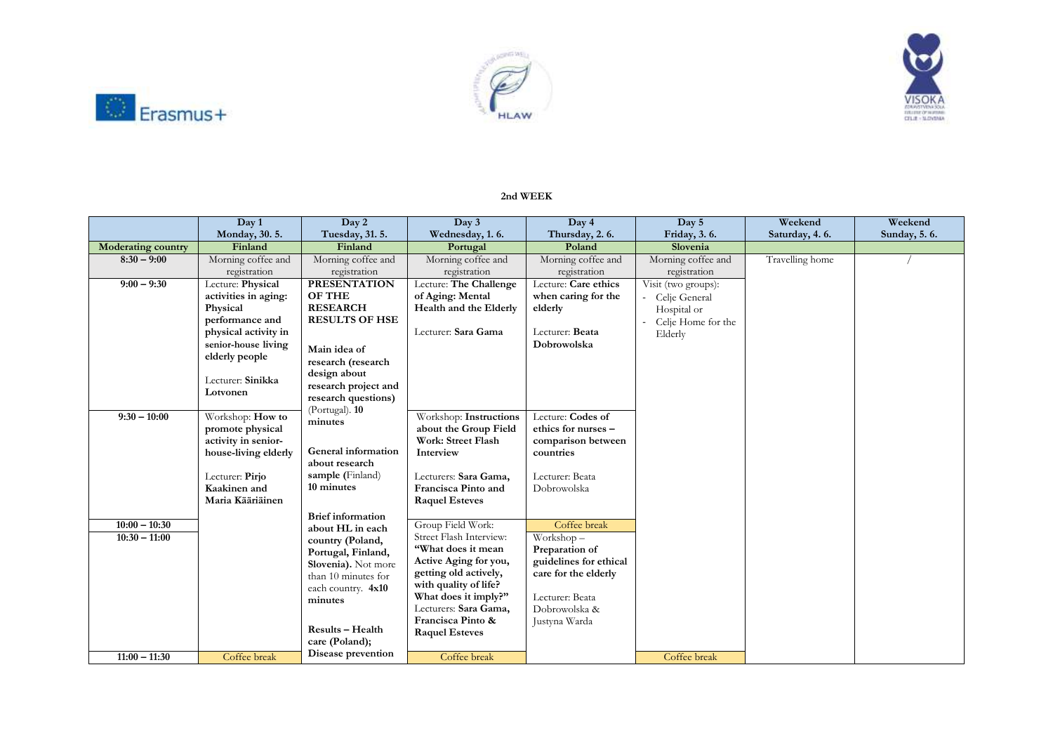## 2nd WEEK

| | Day 1<br>Monday, 30. 5. | Day 2<br>Tuesday, 31. 5. | Day 3<br>Wednesday, 1. 6. | Day 4<br>Thursday, 2. 6. | Day 5<br>Friday, 3. 6. | Weekend<br>Saturday, 4. 6. | Weekend<br>Sunday, 5. 6. |
|---|---|---|---|---|---|---|---|
| **Moderating country** | **Finland** | **Finland** | **Portugal** | **Poland** | **Slovenia** | | |
| **8:30 – 9:00** | Morning coffee and registration | Morning coffee and registration | Morning coffee and registration | Morning coffee and registration | Morning coffee and registration | Travelling home | / |
| **9:00 – 9:30** | Lecture: **Physical activities in aging: Physical performance and physical activity in senior-house living elderly people**<br><br>Lecturer: **Sinikka Lotvonen** | **PRESENTATION OF THE RESEARCH RESULTS OF HSE**<br><br>**Main idea of research (research design about research project and research questions)** (Portugal). **10 minutes**<br><br>**General information about research sample (**Finland) **10 minutes**<br><br>**Brief information about HL in each country (Poland, Portugal, Finland, Slovenia).** Not more than 10 minutes for each country. **4x10 minutes**<br><br>**Results – Health care (Poland); Disease prevention** | Lecture: **The Challenge of Aging: Mental Health and the Elderly**<br><br>Lecturer: **Sara Gama** | Lecture: **Care ethics when caring for the elderly**<br><br>Lecturer: **Beata Dobrowolska** | Visit (two groups):<br>- Celje General Hospital or<br>- Celje Home for the Elderly | | |
| **9:30 – 10:00** | Workshop: **How to promote physical activity in senior-house-living elderly**<br><br>Lecturer: **Pirjo Kaakinen and Maria Kääriäinen** | | Workshop: **Instructions about the Group Field Work: Street Flash Interview**<br><br>Lecturers: **Sara Gama, Francisca Pinto and Raquel Esteves** | Lecture: **Codes of ethics for nurses – comparison between countries**<br><br>Lecturer: Beata Dobrowolska | | | |
| **10:00 – 10:30** | | | Group Field Work: Street Flash Interview: **"What does it mean Active Aging for you, getting old actively, with quality of life? What does it imply?"**<br>Lecturers: **Sara Gama, Francisca Pinto & Raquel Esteves** | Coffee break | | | |
| **10:30 – 11:00** | | | | Workshop – **Preparation of guidelines for ethical care for the elderly**<br><br>Lecturer: Beata Dobrowolska & Justyna Warda | | | |
| **11:00 – 11:30** | Coffee break | | Coffee break | | Coffee break | | |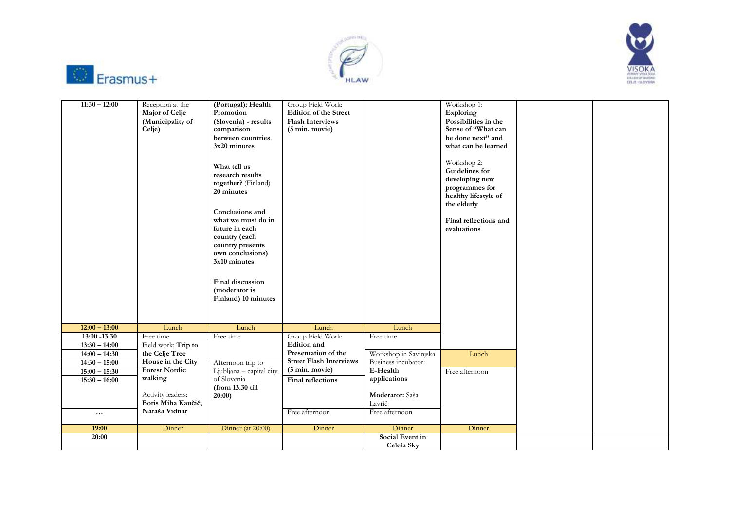| | | | | | | | |
|---|---|---|---|---|---|---|---|
| 11:30 – 12:00 | Reception at the **Major of Celje (Municipality of Celje)** | **(Portugal); Health Promotion (Slovenia) - results comparison between countries. 3x20 minutes**<br><br>**What tell us research results together?** (Finland) **20 minutes**<br><br>**Conclusions and what we must do in future in each country (each country presents own conclusions) 3x10 minutes**<br><br>**Final discussion (moderator is Finland) 10 minutes** | Group Field Work: **Edition of the Street Flash Interviews (5 min. movie)** | | Workshop 1: **Exploring Possibilities in the Sense of "What can be done next" and what can be learned**<br><br>Workshop 2: **Guidelines for developing new programmes for healthy lifestyle of the elderly**<br><br>**Final reflections and evaluations** | | |
| 12:00 – 13:00 | Lunch | Lunch | Lunch | Lunch | | | |
| 13:00 -13:30 | Free time | Free time | Group Field Work: **Edition and Presentation of the Street Flash Interviews (5 min. movie)**<br><br>**Final reflections** | Free time | | | |
| 13:30 – 14:00 | Field work: **Trip to the Celje Tree House in the City Forest Nordic walking**<br><br>Activity leaders: **Boris Miha Kaučič, Nataša Vidnar** | | | | | | |
| 14:00 – 14:30 | | | | Workshop in Savinjska Business incubator: **E-Health applications**<br><br>**Moderator:** Saša Lavrič | Lunch | | |
| 14:30 – 15:00 | | Afternoon trip to Ljubljana – capital city of Slovenia **(from 13.30 till 20:00)** | | | | | |
| 15:00 – 15:30 | | | | | Free afternoon | | |
| 15:30 – 16:00 | | | | | | | |
| … | | | Free afternoon | Free afternoon | | | |
| 19:00 | Dinner | Dinner (at 20:00) | Dinner | Dinner | Dinner | | |
| 20:00 | | | | **Social Event in Celeia Sky** | | | |